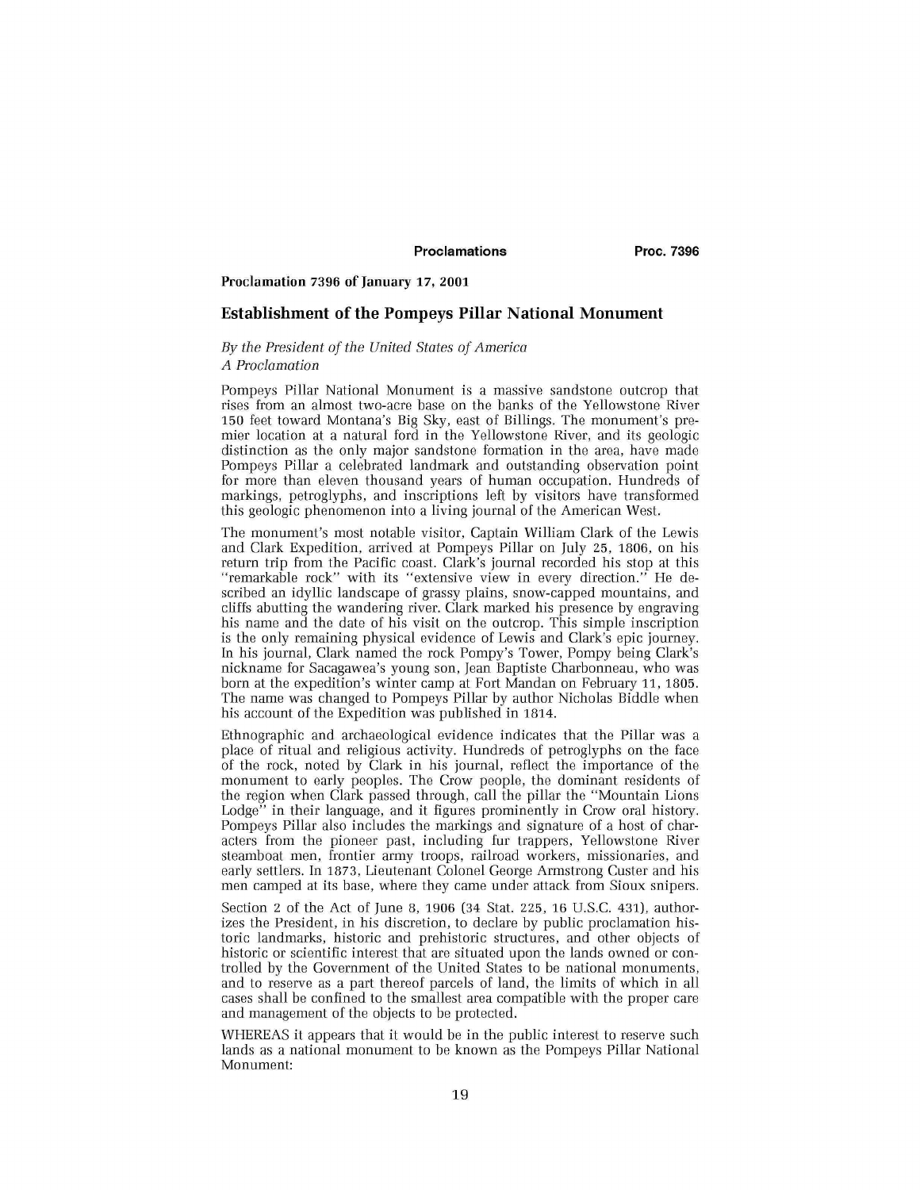**Proclamation 7396 of January 17, 2001**

## Establishment of the Pompeys Pillar National Monument

*By the President of the United States of America*
*A Proclamation*

Pompeys Pillar National Monument is a massive sandstone outcrop that rises from an almost two-acre base on the banks of the Yellowstone River 150 feet toward Montana's Big Sky, east of Billings. The monument's premier location at a natural ford in the Yellowstone River, and its geologic distinction as the only major sandstone formation in the area, have made Pompeys Pillar a celebrated landmark and outstanding observation point for more than eleven thousand years of human occupation. Hundreds of markings, petroglyphs, and inscriptions left by visitors have transformed this geologic phenomenon into a living journal of the American West.

The monument's most notable visitor, Captain William Clark of the Lewis and Clark Expedition, arrived at Pompeys Pillar on July 25, 1806, on his return trip from the Pacific coast. Clark's journal recorded his stop at this "remarkable rock" with its "extensive view in every direction." He described an idyllic landscape of grassy plains, snow-capped mountains, and cliffs abutting the wandering river. Clark marked his presence by engraving his name and the date of his visit on the outcrop. This simple inscription is the only remaining physical evidence of Lewis and Clark's epic journey. In his journal, Clark named the rock Pompy's Tower, Pompy being Clark's nickname for Sacagawea's young son, Jean Baptiste Charbonneau, who was born at the expedition's winter camp at Fort Mandan on February 11, 1805. The name was changed to Pompeys Pillar by author Nicholas Biddle when his account of the Expedition was published in 1814.

Ethnographic and archaeological evidence indicates that the Pillar was a place of ritual and religious activity. Hundreds of petroglyphs on the face of the rock, noted by Clark in his journal, reflect the importance of the monument to early peoples. The Crow people, the dominant residents of the region when Clark passed through, call the pillar the "Mountain Lions Lodge" in their language, and it figures prominently in Crow oral history. Pompeys Pillar also includes the markings and signature of a host of characters from the pioneer past, including fur trappers, Yellowstone River steamboat men, frontier army troops, railroad workers, missionaries, and early settlers. In 1873, Lieutenant Colonel George Armstrong Custer and his men camped at its base, where they came under attack from Sioux snipers.

Section 2 of the Act of June 8, 1906 (34 Stat. 225, 16 U.S.C. 431), authorizes the President, in his discretion, to declare by public proclamation historic landmarks, historic and prehistoric structures, and other objects of historic or scientific interest that are situated upon the lands owned or controlled by the Government of the United States to be national monuments, and to reserve as a part thereof parcels of land, the limits of which in all cases shall be confined to the smallest area compatible with the proper care and management of the objects to be protected.

WHEREAS it appears that it would be in the public interest to reserve such lands as a national monument to be known as the Pompeys Pillar National Monument: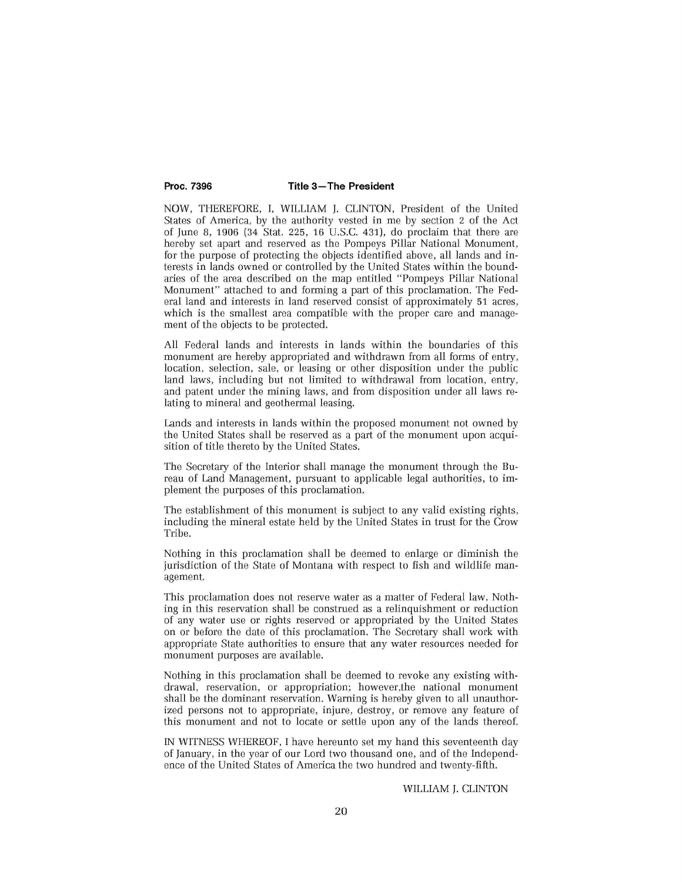NOW, THEREFORE, I, WILLIAM J. CLINTON, President of the United States of America, by the authority vested in me by section 2 of the Act of June 8, 1906 (34 Stat. 225, 16 U.S.C. 431), do proclaim that there are hereby set apart and reserved as the Pompeys Pillar National Monument, for the purpose of protecting the objects identified above, all lands and interests in lands owned or controlled by the United States within the boundaries of the area described on the map entitled "Pompeys Pillar National Monument" attached to and forming a part of this proclamation. The Federal land and interests in land reserved consist of approximately 51 acres, which is the smallest area compatible with the proper care and management of the objects to be protected.

All Federal lands and interests in lands within the boundaries of this monument are hereby appropriated and withdrawn from all forms of entry, location, selection, sale, or leasing or other disposition under the public land laws, including but not limited to withdrawal from location, entry, and patent under the mining laws, and from disposition under all laws relating to mineral and geothermal leasing.

Lands and interests in lands within the proposed monument not owned by the United States shall be reserved as a part of the monument upon acquisition of title thereto by the United States.

The Secretary of the Interior shall manage the monument through the Bureau of Land Management, pursuant to applicable legal authorities, to implement the purposes of this proclamation.

The establishment of this monument is subject to any valid existing rights, including the mineral estate held by the United States in trust for the Crow Tribe.

Nothing in this proclamation shall be deemed to enlarge or diminish the jurisdiction of the State of Montana with respect to fish and wildlife management.

This proclamation does not reserve water as a matter of Federal law. Nothing in this reservation shall be construed as a relinquishment or reduction of any water use or rights reserved or appropriated by the United States on or before the date of this proclamation. The Secretary shall work with appropriate State authorities to ensure that any water resources needed for monument purposes are available.

Nothing in this proclamation shall be deemed to revoke any existing withdrawal, reservation, or appropriation; however,the national monument shall be the dominant reservation. Warning is hereby given to all unauthorized persons not to appropriate, injure, destroy, or remove any feature of this monument and not to locate or settle upon any of the lands thereof.

IN WITNESS WHEREOF, I have hereunto set my hand this seventeenth day of January, in the year of our Lord two thousand one, and of the Independence of the United States of America the two hundred and twenty-fifth.

WILLIAM J. CLINTON